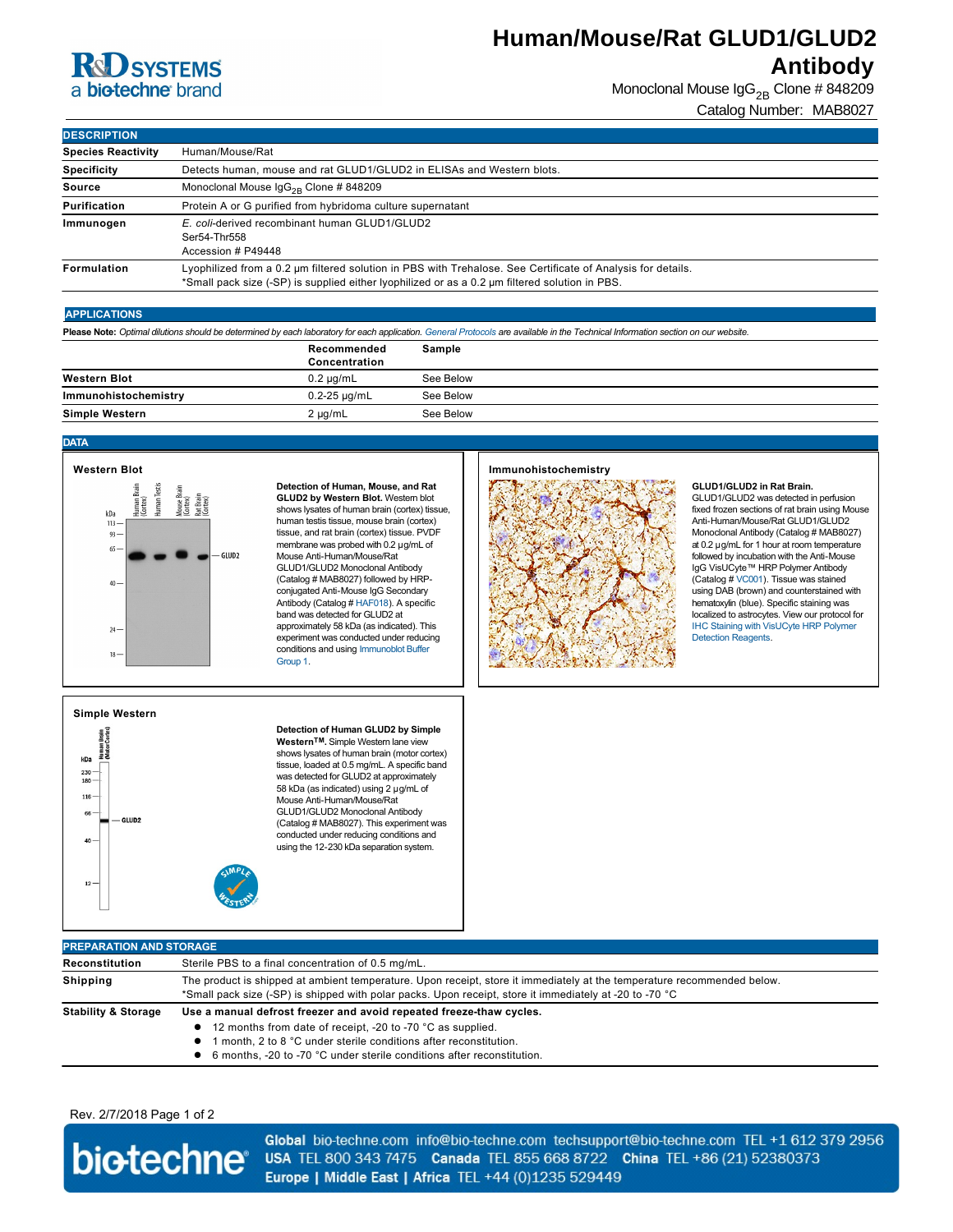# Human/Mouse/Rat GLUD1/GLUD2 Antibody

Monoclonal Mouse $IgG_{2B}$ Clone # 848209

Catalog Number: MAB8027

## DESCRIPTION

| | |
|---|---|
| **Species Reactivity** | Human/Mouse/Rat |
| **Specificity** | Detects human, mouse and rat GLUD1/GLUD2 in ELISAs and Western blots. |
| **Source** | Monoclonal Mouse $IgG_{2B}$ Clone # 848209 |
| **Purification** | Protein A or G purified from hybridoma culture supernatant |
| **Immunogen** | *E. coli*-derived recombinant human GLUD1/GLUD2<br>Ser54-Thr558<br>Accession # P49448 |
| **Formulation** | Lyophilized from a 0.2 μm filtered solution in PBS with Trehalose. See Certificate of Analysis for details.<br>*Small pack size (-SP) is supplied either lyophilized or as a 0.2 μm filtered solution in PBS. |

## APPLICATIONS

**Please Note:** *Optimal dilutions should be determined by each laboratory for each application. General Protocols are available in the Technical Information section on our website.*

| | Recommended Concentration | Sample |
|---|---|---|
| **Western Blot** | 0.2 µg/mL | See Below |
| **Immunohistochemistry** | 0.2-25 µg/mL | See Below |
| **Simple Western** | 2 µg/mL | See Below |

## DATA

### Western Blot

**Detection of Human, Mouse, and Rat GLUD2 by Western Blot.** Western blot shows lysates of human brain (cortex) tissue, human testis tissue, mouse brain (cortex) tissue, and rat brain (cortex) tissue. PVDF membrane was probed with 0.2 µg/mL of Mouse Anti-Human/Mouse/Rat GLUD1/GLUD2 Monoclonal Antibody (Catalog # MAB8027) followed by HRP-conjugated Anti-Mouse IgG Secondary Antibody (Catalog # HAF018). A specific band was detected for GLUD2 at approximately 58 kDa (as indicated). This experiment was conducted under reducing conditions and using Immunoblot Buffer Group 1.

### Immunohistochemistry

**GLUD1/GLUD2 in Rat Brain.** GLUD1/GLUD2 was detected in perfusion fixed frozen sections of rat brain using Mouse Anti-Human/Mouse/Rat GLUD1/GLUD2 Monoclonal Antibody (Catalog # MAB8027) at 0.2 µg/mL for 1 hour at room temperature followed by incubation with the Anti-Mouse IgG VisUCyte™ HRP Polymer Antibody (Catalog # VC001). Tissue was stained using DAB (brown) and counterstained with hematoxylin (blue). Specific staining was localized to astrocytes. View our protocol for IHC Staining with VisUCyte HRP Polymer Detection Reagents.

### Simple Western

**Detection of Human GLUD2 by Simple Western™.** Simple Western lane view shows lysates of human brain (motor cortex) tissue, loaded at 0.5 mg/mL. A specific band was detected for GLUD2 at approximately 58 kDa (as indicated) using 2 µg/mL of Mouse Anti-Human/Mouse/Rat GLUD1/GLUD2 Monoclonal Antibody (Catalog # MAB8027). This experiment was conducted under reducing conditions and using the 12-230 kDa separation system.

## PREPARATION AND STORAGE

| | |
|---|---|
| **Reconstitution** | Sterile PBS to a final concentration of 0.5 mg/mL. |
| **Shipping** | The product is shipped at ambient temperature. Upon receipt, store it immediately at the temperature recommended below.<br>*Small pack size (-SP) is shipped with polar packs. Upon receipt, store it immediately at -20 to -70 °C |
| **Stability & Storage** | **Use a manual defrost freezer and avoid repeated freeze-thaw cycles.**<br>• 12 months from date of receipt, -20 to -70 °C as supplied.<br>• 1 month, 2 to 8 °C under sterile conditions after reconstitution.<br>• 6 months, -20 to -70 °C under sterile conditions after reconstitution. |

Rev. 2/7/2018

**Global** bio-techne.com info@bio-techne.com techsupport@bio-techne.com TEL +1 612 379 2956
**USA** TEL 800 343 7475 **Canada** TEL 855 668 8722 **China** TEL +86 (21) 52380373
**Europe | Middle East | Africa** TEL +44 (0)1235 529449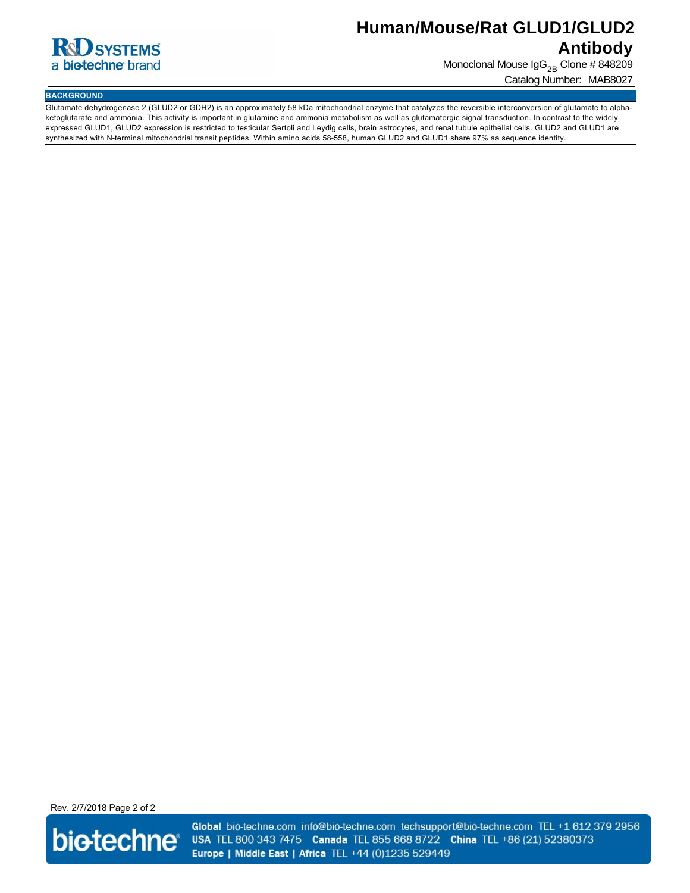# Human/Mouse/Rat GLUD1/GLUD2 Antibody

Monoclonal Mouse $IgG_{2B}$ Clone # 848209

Catalog Number: MAB8027

## BACKGROUND

Glutamate dehydrogenase 2 (GLUD2 or GDH2) is an approximately 58 kDa mitochondrial enzyme that catalyzes the reversible interconversion of glutamate to alpha-ketoglutarate and ammonia. This activity is important in glutamine and ammonia metabolism as well as glutamatergic signal transduction. In contrast to the widely expressed GLUD1, GLUD2 expression is restricted to testicular Sertoli and Leydig cells, brain astrocytes, and renal tubule epithelial cells. GLUD2 and GLUD1 are synthesized with N-terminal mitochondrial transit peptides. Within amino acids 58-558, human GLUD2 and GLUD1 share 97% aa sequence identity.

Rev. 2/7/2018

**Global** bio-techne.com info@bio-techne.com techsupport@bio-techne.com TEL +1 612 379 2956
**USA** TEL 800 343 7475 **Canada** TEL 855 668 8722 **China** TEL +86 (21) 52380373
**Europe | Middle East | Africa** TEL +44 (0)1235 529449